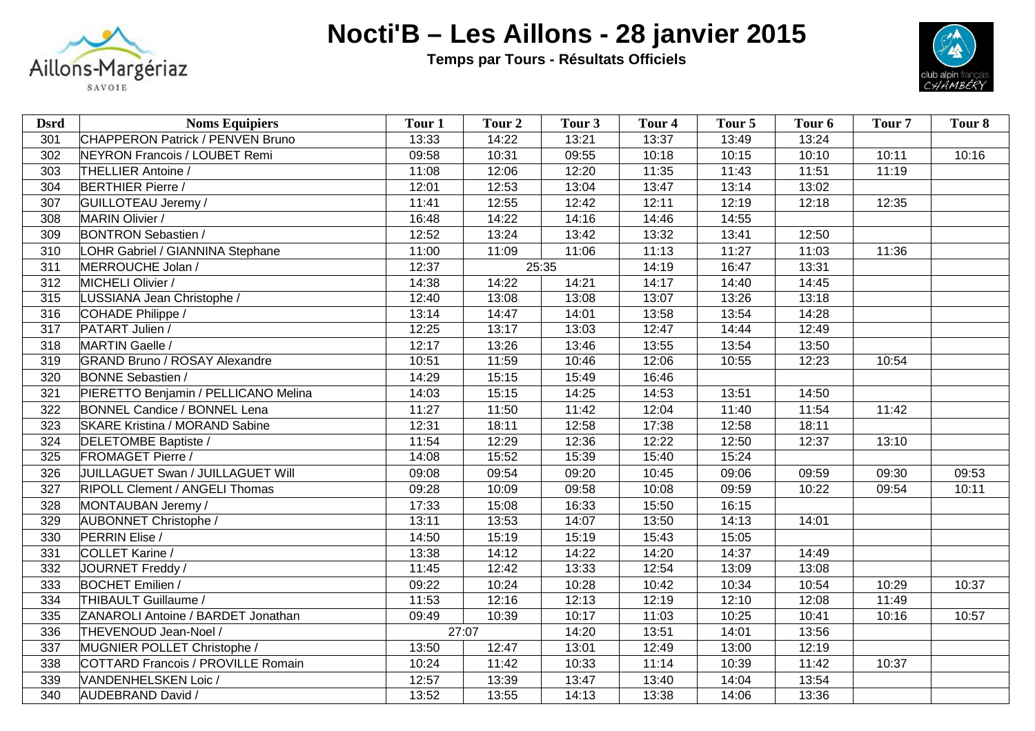# Nocti'B – Les Aillons - 28 janvier 2015

**Temps par Tours - Résultats Officiels**

| Dsrd | Noms Equipiers | Tour 1 | Tour 2 | Tour 3 | Tour 4 | Tour 5 | Tour 6 | Tour 7 | Tour 8 |
|---|---|---|---|---|---|---|---|---|---|
| 301 | CHAPPERON Patrick / PENVEN Bruno | 13:33 | 14:22 | 13:21 | 13:37 | 13:49 | 13:24 | | |
| 302 | NEYRON Francois / LOUBET Remi | 09:58 | 10:31 | 09:55 | 10:18 | 10:15 | 10:10 | 10:11 | 10:16 |
| 303 | THELLIER Antoine / | 11:08 | 12:06 | 12:20 | 11:35 | 11:43 | 11:51 | 11:19 | |
| 304 | BERTHIER Pierre / | 12:01 | 12:53 | 13:04 | 13:47 | 13:14 | 13:02 | | |
| 307 | GUILLOTEAU Jeremy / | 11:41 | 12:55 | 12:42 | 12:11 | 12:19 | 12:18 | 12:35 | |
| 308 | MARIN Olivier / | 16:48 | 14:22 | 14:16 | 14:46 | 14:55 | | | |
| 309 | BONTRON Sebastien / | 12:52 | 13:24 | 13:42 | 13:32 | 13:41 | 12:50 | | |
| 310 | LOHR Gabriel / GIANNINA Stephane | 11:00 | 11:09 | 11:06 | 11:13 | 11:27 | 11:03 | 11:36 | |
| 311 | MERROUCHE Jolan / | 12:37 | 25:35 | | 14:19 | 16:47 | 13:31 | | |
| 312 | MICHELI Olivier / | 14:38 | 14:22 | 14:21 | 14:17 | 14:40 | 14:45 | | |
| 315 | LUSSIANA Jean Christophe / | 12:40 | 13:08 | 13:08 | 13:07 | 13:26 | 13:18 | | |
| 316 | COHADE Philippe / | 13:14 | 14:47 | 14:01 | 13:58 | 13:54 | 14:28 | | |
| 317 | PATART Julien / | 12:25 | 13:17 | 13:03 | 12:47 | 14:44 | 12:49 | | |
| 318 | MARTIN Gaelle / | 12:17 | 13:26 | 13:46 | 13:55 | 13:54 | 13:50 | | |
| 319 | GRAND Bruno / ROSAY Alexandre | 10:51 | 11:59 | 10:46 | 12:06 | 10:55 | 12:23 | 10:54 | |
| 320 | BONNE Sebastien / | 14:29 | 15:15 | 15:49 | 16:46 | | | | |
| 321 | PIERETTO Benjamin / PELLICANO Melina | 14:03 | 15:15 | 14:25 | 14:53 | 13:51 | 14:50 | | |
| 322 | BONNEL Candice / BONNEL Lena | 11:27 | 11:50 | 11:42 | 12:04 | 11:40 | 11:54 | 11:42 | |
| 323 | SKARE Kristina / MORAND Sabine | 12:31 | 18:11 | 12:58 | 17:38 | 12:58 | 18:11 | | |
| 324 | DELETOMBE Baptiste / | 11:54 | 12:29 | 12:36 | 12:22 | 12:50 | 12:37 | 13:10 | |
| 325 | FROMAGET Pierre / | 14:08 | 15:52 | 15:39 | 15:40 | 15:24 | | | |
| 326 | JUILLAGUET Swan / JUILLAGUET Will | 09:08 | 09:54 | 09:20 | 10:45 | 09:06 | 09:59 | 09:30 | 09:53 |
| 327 | RIPOLL Clement / ANGELI Thomas | 09:28 | 10:09 | 09:58 | 10:08 | 09:59 | 10:22 | 09:54 | 10:11 |
| 328 | MONTAUBAN Jeremy / | 17:33 | 15:08 | 16:33 | 15:50 | 16:15 | | | |
| 329 | AUBONNET Christophe / | 13:11 | 13:53 | 14:07 | 13:50 | 14:13 | 14:01 | | |
| 330 | PERRIN Elise / | 14:50 | 15:19 | 15:19 | 15:43 | 15:05 | | | |
| 331 | COLLET Karine / | 13:38 | 14:12 | 14:22 | 14:20 | 14:37 | 14:49 | | |
| 332 | JOURNET Freddy / | 11:45 | 12:42 | 13:33 | 12:54 | 13:09 | 13:08 | | |
| 333 | BOCHET Emilien / | 09:22 | 10:24 | 10:28 | 10:42 | 10:34 | 10:54 | 10:29 | 10:37 |
| 334 | THIBAULT Guillaume / | 11:53 | 12:16 | 12:13 | 12:19 | 12:10 | 12:08 | 11:49 | |
| 335 | ZANAROLI Antoine / BARDET Jonathan | 09:49 | 10:39 | 10:17 | 11:03 | 10:25 | 10:41 | 10:16 | 10:57 |
| 336 | THEVENOUD Jean-Noel / | 27:07 | | 14:20 | 13:51 | 14:01 | 13:56 | | |
| 337 | MUGNIER POLLET Christophe / | 13:50 | 12:47 | 13:01 | 12:49 | 13:00 | 12:19 | | |
| 338 | COTTARD Francois / PROVILLE Romain | 10:24 | 11:42 | 10:33 | 11:14 | 10:39 | 11:42 | 10:37 | |
| 339 | VANDENHELSKEN Loic / | 12:57 | 13:39 | 13:47 | 13:40 | 14:04 | 13:54 | | |
| 340 | AUDEBRAND David / | 13:52 | 13:55 | 14:13 | 13:38 | 14:06 | 13:36 | | |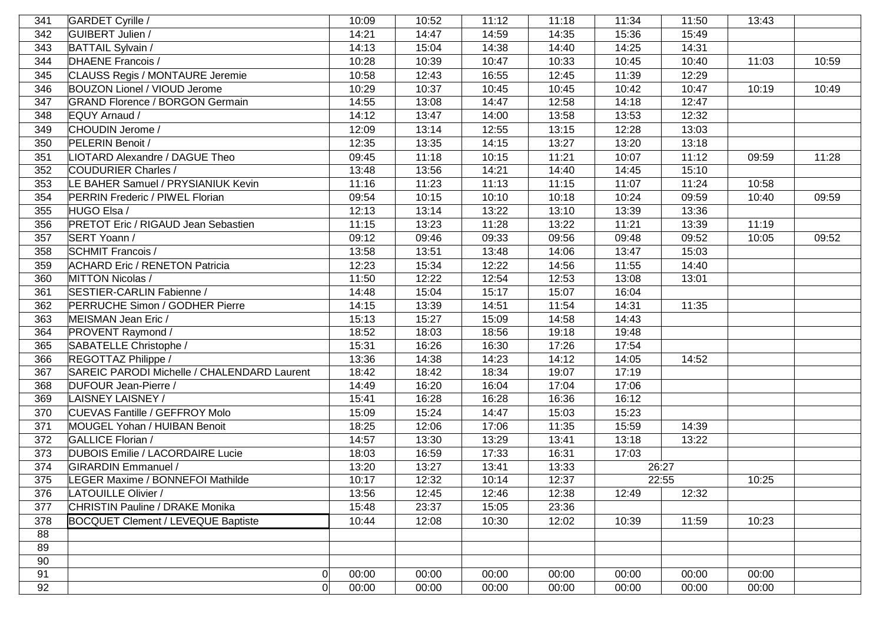| | | | | | | | | | |
|---|---|---|---|---|---|---|---|---|---|
| 341 | GARDET Cyrille / | 10:09 | 10:52 | 11:12 | 11:18 | 11:34 | 11:50 | 13:43 | |
| 342 | GUIBERT Julien / | 14:21 | 14:47 | 14:59 | 14:35 | 15:36 | 15:49 | | |
| 343 | BATTAIL Sylvain / | 14:13 | 15:04 | 14:38 | 14:40 | 14:25 | 14:31 | | |
| 344 | DHAENE Francois / | 10:28 | 10:39 | 10:47 | 10:33 | 10:45 | 10:40 | 11:03 | 10:59 |
| 345 | CLAUSS Regis / MONTAURE Jeremie | 10:58 | 12:43 | 16:55 | 12:45 | 11:39 | 12:29 | | |
| 346 | BOUZON Lionel / VIOUD Jerome | 10:29 | 10:37 | 10:45 | 10:45 | 10:42 | 10:47 | 10:19 | 10:49 |
| 347 | GRAND Florence / BORGON Germain | 14:55 | 13:08 | 14:47 | 12:58 | 14:18 | 12:47 | | |
| 348 | EQUY Arnaud / | 14:12 | 13:47 | 14:00 | 13:58 | 13:53 | 12:32 | | |
| 349 | CHOUDIN Jerome / | 12:09 | 13:14 | 12:55 | 13:15 | 12:28 | 13:03 | | |
| 350 | PELERIN Benoit / | 12:35 | 13:35 | 14:15 | 13:27 | 13:20 | 13:18 | | |
| 351 | LIOTARD Alexandre / DAGUE Theo | 09:45 | 11:18 | 10:15 | 11:21 | 10:07 | 11:12 | 09:59 | 11:28 |
| 352 | COUDURIER Charles / | 13:48 | 13:56 | 14:21 | 14:40 | 14:45 | 15:10 | | |
| 353 | LE BAHER Samuel / PRYSIANIUK Kevin | 11:16 | 11:23 | 11:13 | 11:15 | 11:07 | 11:24 | 10:58 | |
| 354 | PERRIN Frederic / PIWEL Florian | 09:54 | 10:15 | 10:10 | 10:18 | 10:24 | 09:59 | 10:40 | 09:59 |
| 355 | HUGO Elsa / | 12:13 | 13:14 | 13:22 | 13:10 | 13:39 | 13:36 | | |
| 356 | PRETOT Eric / RIGAUD Jean Sebastien | 11:15 | 13:23 | 11:28 | 13:22 | 11:21 | 13:39 | 11:19 | |
| 357 | SERT Yoann / | 09:12 | 09:46 | 09:33 | 09:56 | 09:48 | 09:52 | 10:05 | 09:52 |
| 358 | SCHMIT Francois / | 13:58 | 13:51 | 13:48 | 14:06 | 13:47 | 15:03 | | |
| 359 | ACHARD Eric / RENETON Patricia | 12:23 | 15:34 | 12:22 | 14:56 | 11:55 | 14:40 | | |
| 360 | MITTON Nicolas / | 11:50 | 12:22 | 12:54 | 12:53 | 13:08 | 13:01 | | |
| 361 | SESTIER-CARLIN Fabienne / | 14:48 | 15:04 | 15:17 | 15:07 | 16:04 | | | |
| 362 | PERRUCHE Simon / GODHER Pierre | 14:15 | 13:39 | 14:51 | 11:54 | 14:31 | 11:35 | | |
| 363 | MEISMAN Jean Eric / | 15:13 | 15:27 | 15:09 | 14:58 | 14:43 | | | |
| 364 | PROVENT Raymond / | 18:52 | 18:03 | 18:56 | 19:18 | 19:48 | | | |
| 365 | SABATELLE Christophe / | 15:31 | 16:26 | 16:30 | 17:26 | 17:54 | | | |
| 366 | REGOTTAZ Philippe / | 13:36 | 14:38 | 14:23 | 14:12 | 14:05 | 14:52 | | |
| 367 | SAREIC PARODI Michelle / CHALENDARD Laurent | 18:42 | 18:42 | 18:34 | 19:07 | 17:19 | | | |
| 368 | DUFOUR Jean-Pierre / | 14:49 | 16:20 | 16:04 | 17:04 | 17:06 | | | |
| 369 | LAISNEY LAISNEY / | 15:41 | 16:28 | 16:28 | 16:36 | 16:12 | | | |
| 370 | CUEVAS Fantille / GEFFROY Molo | 15:09 | 15:24 | 14:47 | 15:03 | 15:23 | | | |
| 371 | MOUGEL Yohan / HUIBAN Benoit | 18:25 | 12:06 | 17:06 | 11:35 | 15:59 | 14:39 | | |
| 372 | GALLICE Florian / | 14:57 | 13:30 | 13:29 | 13:41 | 13:18 | 13:22 | | |
| 373 | DUBOIS Emilie / LACORDAIRE Lucie | 18:03 | 16:59 | 17:33 | 16:31 | 17:03 | | | |
| 374 | GIRARDIN Emmanuel / | 13:20 | 13:27 | 13:41 | 13:33 | 26:27 | | | |
| 375 | LEGER Maxime / BONNEFOI Mathilde | 10:17 | 12:32 | 10:14 | 12:37 | 22:55 | | 10:25 | |
| 376 | LATOUILLE Olivier / | 13:56 | 12:45 | 12:46 | 12:38 | 12:49 | 12:32 | | |
| 377 | CHRISTIN Pauline / DRAKE Monika | 15:48 | 23:37 | 15:05 | 23:36 | | | | |
| 378 | BOCQUET Clement / LEVEQUE Baptiste | 10:44 | 12:08 | 10:30 | 12:02 | 10:39 | 11:59 | 10:23 | |
| 88 | | | | | | | | | |
| 89 | | | | | | | | | |
| 90 | | | | | | | | | |
| 91 | 0 | 00:00 | 00:00 | 00:00 | 00:00 | 00:00 | 00:00 | 00:00 | |
| 92 | 0 | 00:00 | 00:00 | 00:00 | 00:00 | 00:00 | 00:00 | 00:00 | |